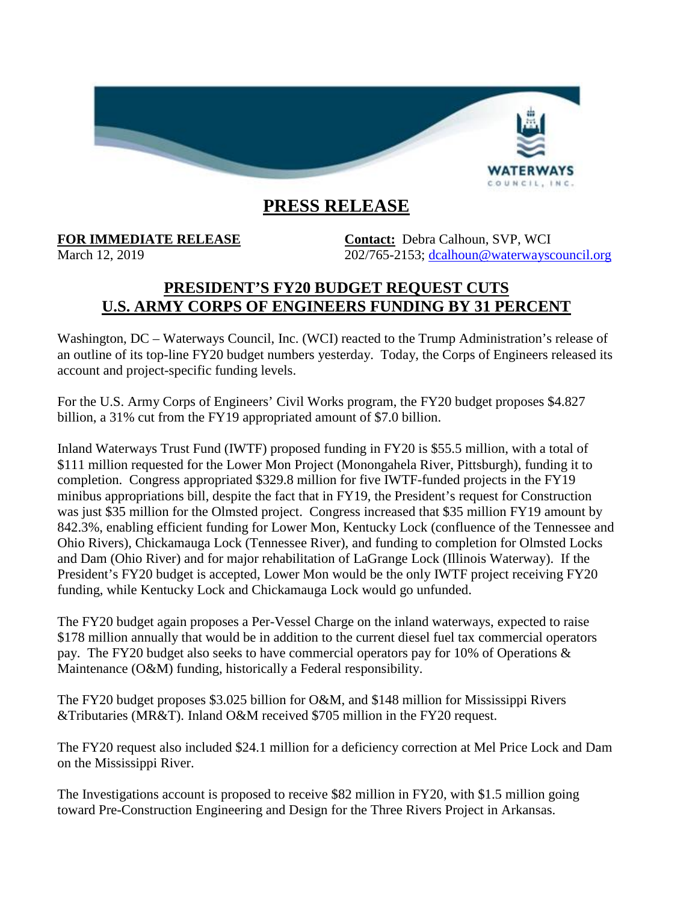# PRESS RELEASE

**FOR IMMEDIATE RELEASE**
March 12, 2019

**Contact:** Debra Calhoun, SVP, WCI
202/765-2153; dcalhoun@waterwayscouncil.org

## PRESIDENT'S FY20 BUDGET REQUEST CUTS U.S. ARMY CORPS OF ENGINEERS FUNDING BY 31 PERCENT

Washington, DC – Waterways Council, Inc. (WCI) reacted to the Trump Administration's release of an outline of its top-line FY20 budget numbers yesterday. Today, the Corps of Engineers released its account and project-specific funding levels.

For the U.S. Army Corps of Engineers' Civil Works program, the FY20 budget proposes $4.827 billion, a 31% cut from the FY19 appropriated amount of $7.0 billion.

Inland Waterways Trust Fund (IWTF) proposed funding in FY20 is $55.5 million, with a total of $111 million requested for the Lower Mon Project (Monongahela River, Pittsburgh), funding it to completion. Congress appropriated $329.8 million for five IWTF-funded projects in the FY19 minibus appropriations bill, despite the fact that in FY19, the President's request for Construction was just $35 million for the Olmsted project. Congress increased that $35 million FY19 amount by 842.3%, enabling efficient funding for Lower Mon, Kentucky Lock (confluence of the Tennessee and Ohio Rivers), Chickamauga Lock (Tennessee River), and funding to completion for Olmsted Locks and Dam (Ohio River) and for major rehabilitation of LaGrange Lock (Illinois Waterway). If the President's FY20 budget is accepted, Lower Mon would be the only IWTF project receiving FY20 funding, while Kentucky Lock and Chickamauga Lock would go unfunded.

The FY20 budget again proposes a Per-Vessel Charge on the inland waterways, expected to raise $178 million annually that would be in addition to the current diesel fuel tax commercial operators pay. The FY20 budget also seeks to have commercial operators pay for 10% of Operations & Maintenance (O&M) funding, historically a Federal responsibility.

The FY20 budget proposes $3.025 billion for O&M, and $148 million for Mississippi Rivers &Tributaries (MR&T). Inland O&M received $705 million in the FY20 request.

The FY20 request also included $24.1 million for a deficiency correction at Mel Price Lock and Dam on the Mississippi River.

The Investigations account is proposed to receive $82 million in FY20, with $1.5 million going toward Pre-Construction Engineering and Design for the Three Rivers Project in Arkansas.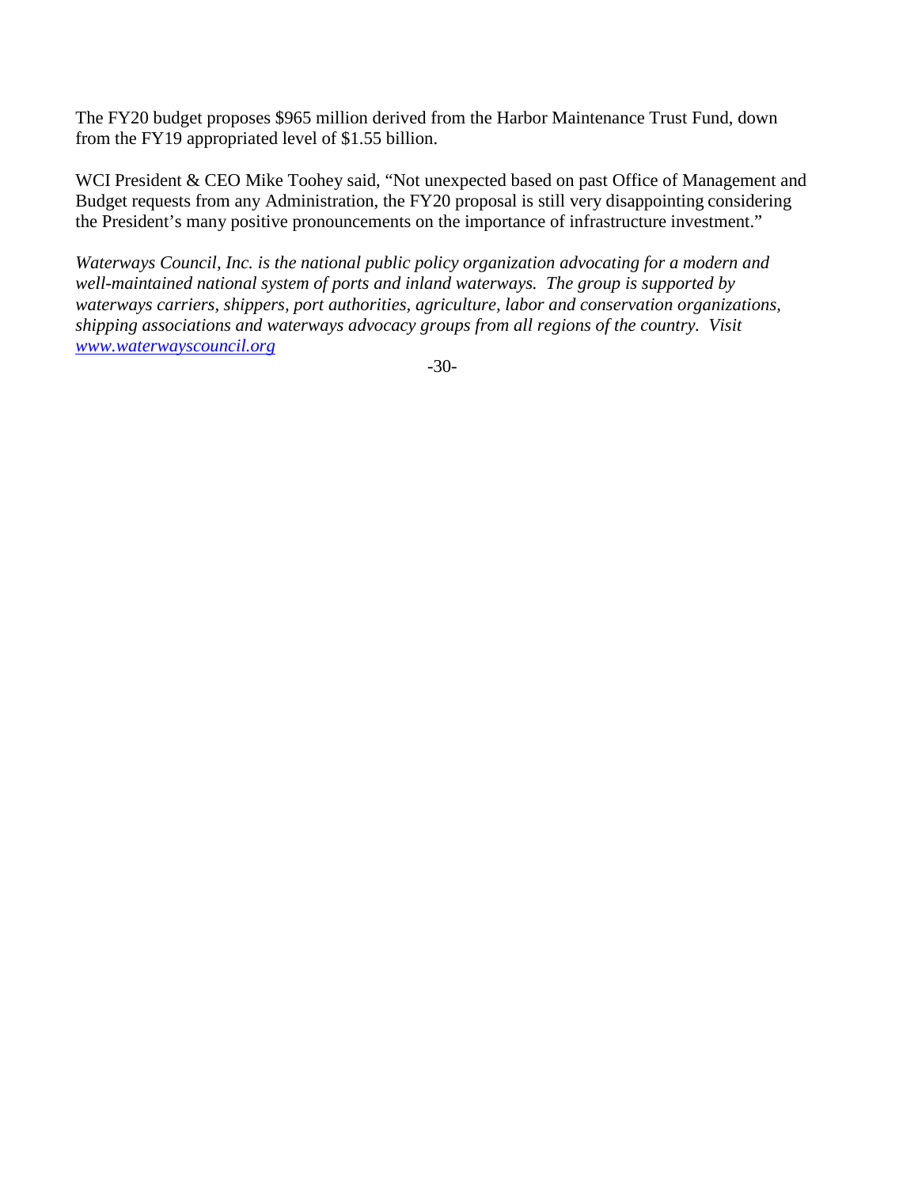The FY20 budget proposes $965 million derived from the Harbor Maintenance Trust Fund, down from the FY19 appropriated level of $1.55 billion.

WCI President & CEO Mike Toohey said, "Not unexpected based on past Office of Management and Budget requests from any Administration, the FY20 proposal is still very disappointing considering the President's many positive pronouncements on the importance of infrastructure investment."

*Waterways Council, Inc. is the national public policy organization advocating for a modern and well-maintained national system of ports and inland waterways. The group is supported by waterways carriers, shippers, port authorities, agriculture, labor and conservation organizations, shipping associations and waterways advocacy groups from all regions of the country. Visit [www.waterwayscouncil.org](http://www.waterwayscouncil.org)*

-30-